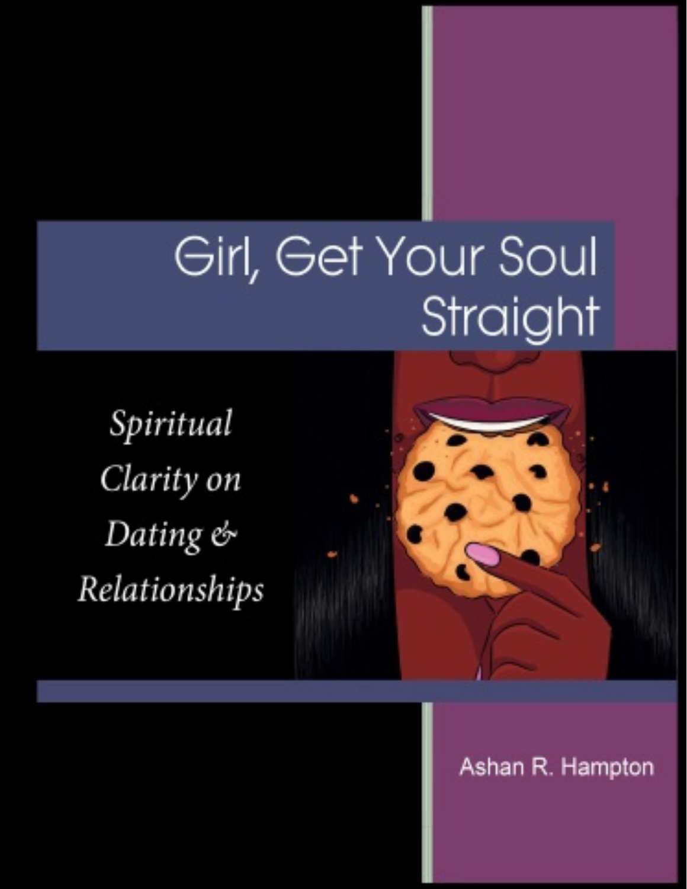# Girl, Get Your Soul Straight

*Spiritual Clarity on Dating & Relationships*

Ashan R. Hampton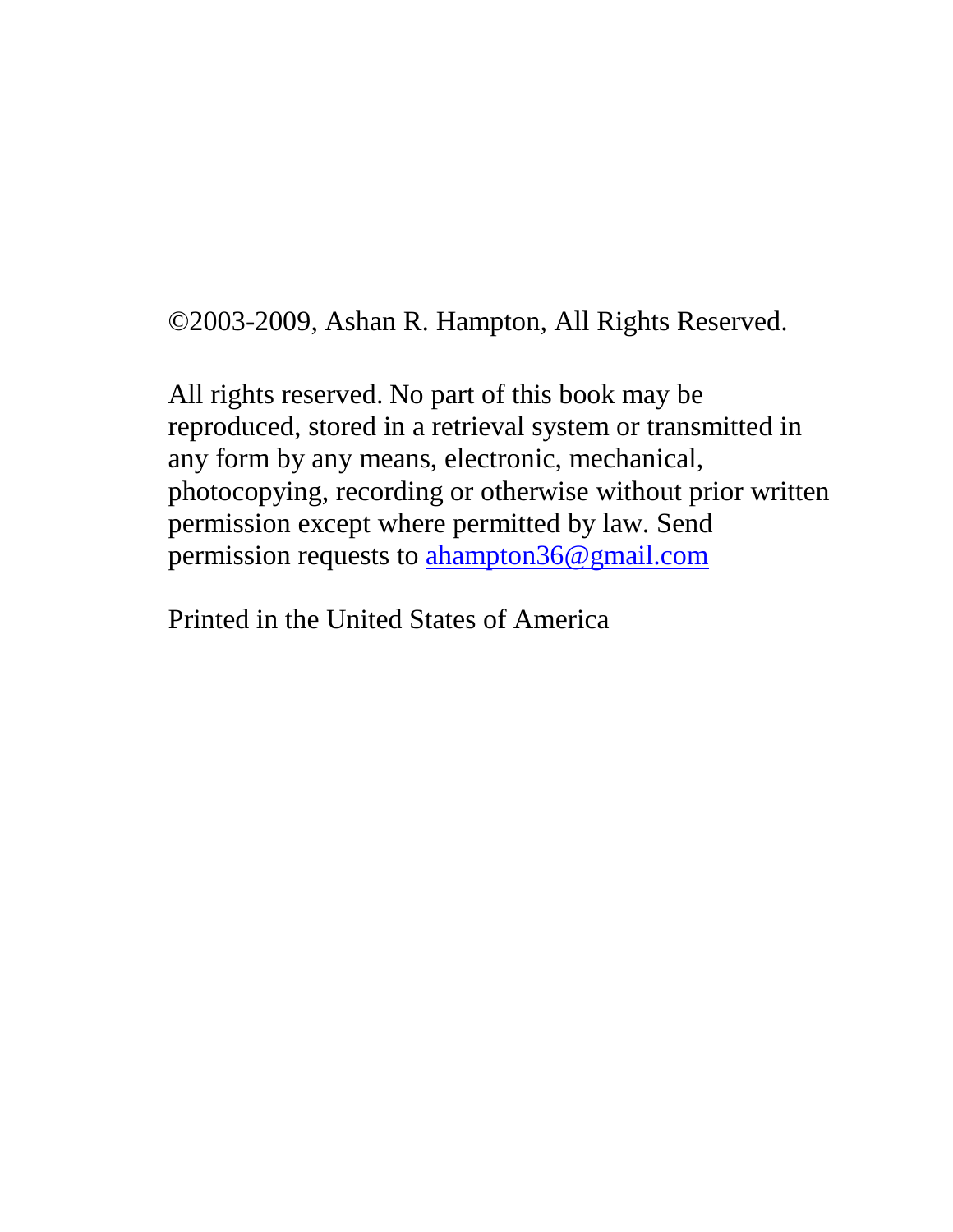©2003-2009, Ashan R. Hampton, All Rights Reserved.

All rights reserved. No part of this book may be reproduced, stored in a retrieval system or transmitted in any form by any means, electronic, mechanical, photocopying, recording or otherwise without prior written permission except where permitted by law. Send permission requests to ahampton36@gmail.com

Printed in the United States of America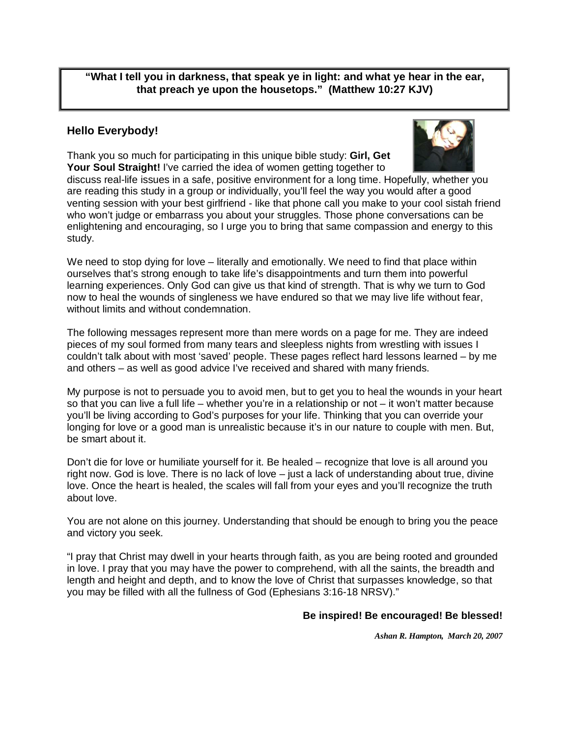**"What I tell you in darkness, that speak ye in light: and what ye hear in the ear, that preach ye upon the housetops." (Matthew 10:27 KJV)**

### Hello Everybody!

Thank you so much for participating in this unique bible study: **Girl, Get Your Soul Straight!** I've carried the idea of women getting together to discuss real-life issues in a safe, positive environment for a long time. Hopefully, whether you are reading this study in a group or individually, you'll feel the way you would after a good venting session with your best girlfriend - like that phone call you make to your cool sistah friend who won't judge or embarrass you about your struggles. Those phone conversations can be enlightening and encouraging, so I urge you to bring that same compassion and energy to this study.

We need to stop dying for love – literally and emotionally. We need to find that place within ourselves that's strong enough to take life's disappointments and turn them into powerful learning experiences. Only God can give us that kind of strength. That is why we turn to God now to heal the wounds of singleness we have endured so that we may live life without fear, without limits and without condemnation.

The following messages represent more than mere words on a page for me. They are indeed pieces of my soul formed from many tears and sleepless nights from wrestling with issues I couldn't talk about with most 'saved' people. These pages reflect hard lessons learned – by me and others – as well as good advice I've received and shared with many friends.

My purpose is not to persuade you to avoid men, but to get you to heal the wounds in your heart so that you can live a full life – whether you're in a relationship or not – it won't matter because you'll be living according to God's purposes for your life. Thinking that you can override your longing for love or a good man is unrealistic because it's in our nature to couple with men. But, be smart about it.

Don't die for love or humiliate yourself for it. Be healed – recognize that love is all around you right now. God is love. There is no lack of love – just a lack of understanding about true, divine love. Once the heart is healed, the scales will fall from your eyes and you'll recognize the truth about love.

You are not alone on this journey. Understanding that should be enough to bring you the peace and victory you seek.

"I pray that Christ may dwell in your hearts through faith, as you are being rooted and grounded in love. I pray that you may have the power to comprehend, with all the saints, the breadth and length and height and depth, and to know the love of Christ that surpasses knowledge, so that you may be filled with all the fullness of God (Ephesians 3:16-18 NRSV)."

**Be inspired! Be encouraged! Be blessed!**

***Ashan R. Hampton, March 20, 2007***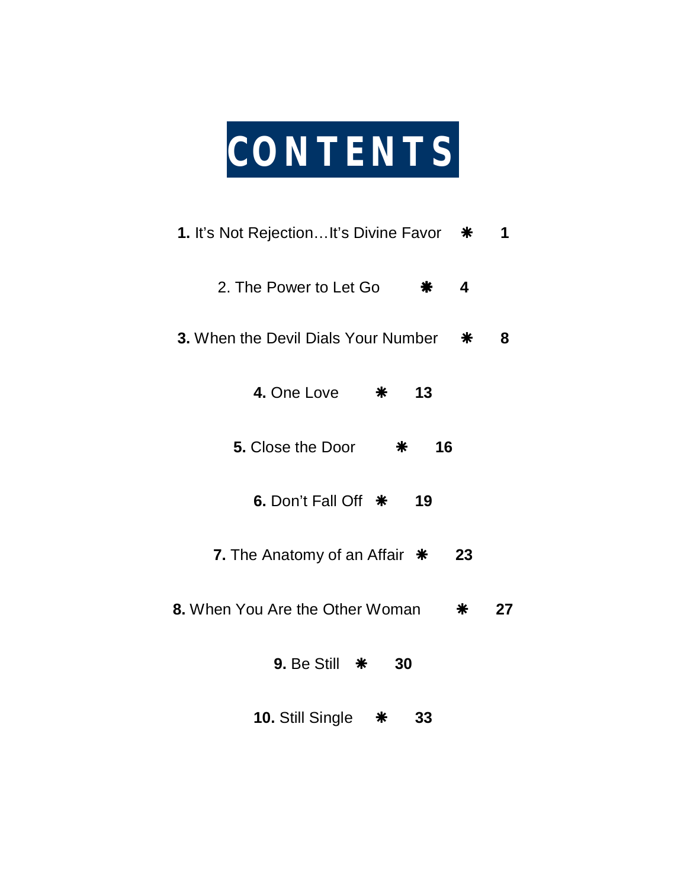# CONTENTS

**1.** It's Not Rejection…It's Divine Favor ❋ **1**

2. The Power to Let Go ❋ **4**

**3.** When the Devil Dials Your Number ❋ **8**

**4.** One Love ❋ **13**

**5.** Close the Door ❋ **16**

**6.** Don't Fall Off ❋ **19**

**7.** The Anatomy of an Affair ❋ **23**

**8.** When You Are the Other Woman ❋ **27**

**9.** Be Still ❋ **30**

**10.** Still Single ❋ **33**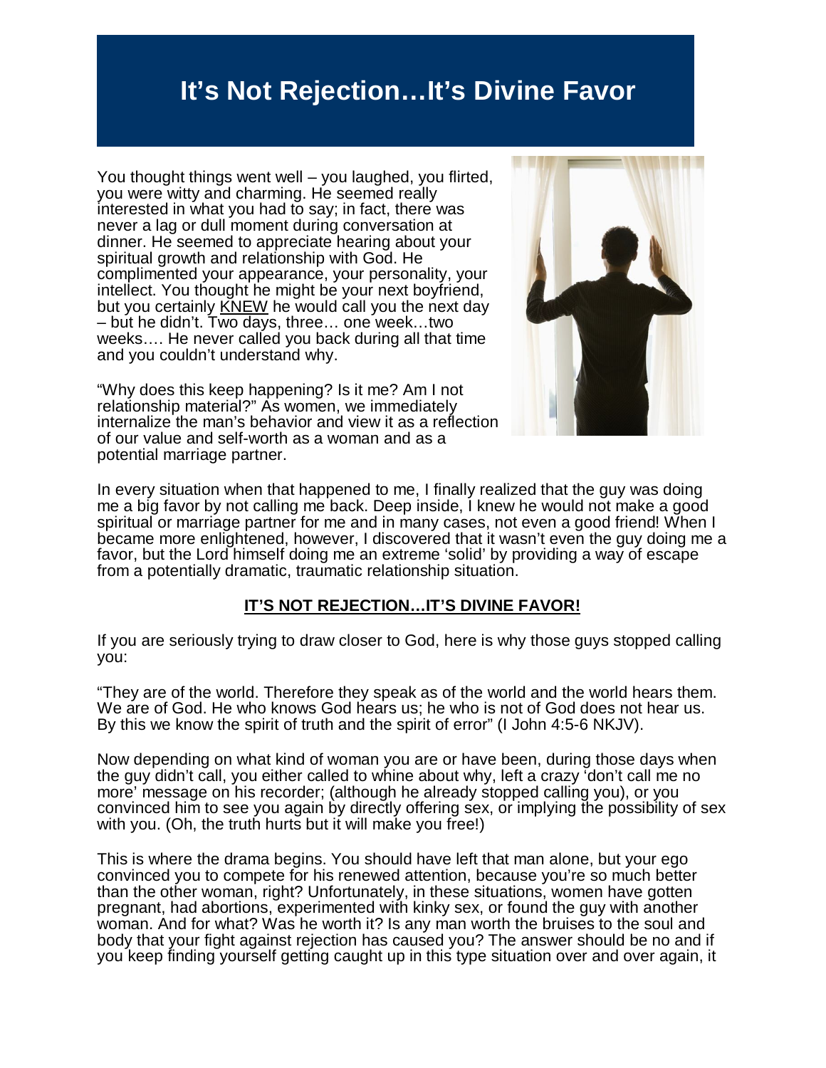# It's Not Rejection…It's Divine Favor

You thought things went well – you laughed, you flirted, you were witty and charming. He seemed really interested in what you had to say; in fact, there was never a lag or dull moment during conversation at dinner. He seemed to appreciate hearing about your spiritual growth and relationship with God. He complimented your appearance, your personality, your intellect. You thought he might be your next boyfriend, but you certainly <u>KNEW</u> he would call you the next day – but he didn't. Two days, three… one week…two weeks…. He never called you back during all that time and you couldn't understand why.

"Why does this keep happening? Is it me? Am I not relationship material?" As women, we immediately internalize the man's behavior and view it as a reflection of our value and self-worth as a woman and as a potential marriage partner.

In every situation when that happened to me, I finally realized that the guy was doing me a big favor by not calling me back. Deep inside, I knew he would not make a good spiritual or marriage partner for me and in many cases, not even a good friend! When I became more enlightened, however, I discovered that it wasn't even the guy doing me a favor, but the Lord himself doing me an extreme 'solid' by providing a way of escape from a potentially dramatic, traumatic relationship situation.

**<u>IT'S NOT REJECTION…IT'S DIVINE FAVOR!</u>**

If you are seriously trying to draw closer to God, here is why those guys stopped calling you:

"They are of the world. Therefore they speak as of the world and the world hears them. We are of God. He who knows God hears us; he who is not of God does not hear us. By this we know the spirit of truth and the spirit of error" (I John 4:5-6 NKJV).

Now depending on what kind of woman you are or have been, during those days when the guy didn't call, you either called to whine about why, left a crazy 'don't call me no more' message on his recorder; (although he already stopped calling you), or you convinced him to see you again by directly offering sex, or implying the possibility of sex with you. (Oh, the truth hurts but it will make you free!)

This is where the drama begins. You should have left that man alone, but your ego convinced you to compete for his renewed attention, because you're so much better than the other woman, right? Unfortunately, in these situations, women have gotten pregnant, had abortions, experimented with kinky sex, or found the guy with another woman. And for what? Was he worth it? Is any man worth the bruises to the soul and body that your fight against rejection has caused you? The answer should be no and if you keep finding yourself getting caught up in this type situation over and over again, it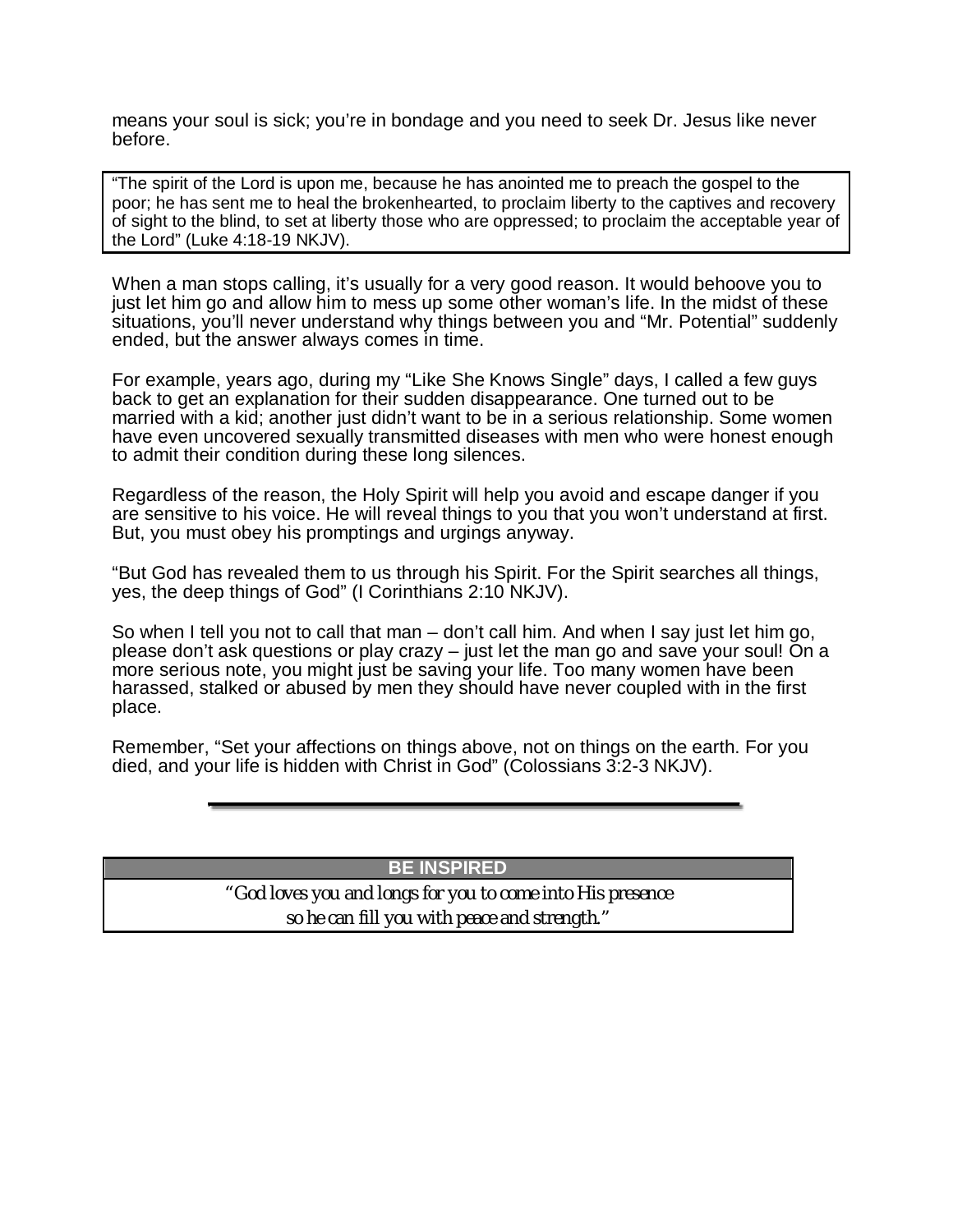means your soul is sick; you're in bondage and you need to seek Dr. Jesus like never before.

> "The spirit of the Lord is upon me, because he has anointed me to preach the gospel to the poor; he has sent me to heal the brokenhearted, to proclaim liberty to the captives and recovery of sight to the blind, to set at liberty those who are oppressed; to proclaim the acceptable year of the Lord" (Luke 4:18-19 NKJV).

When a man stops calling, it's usually for a very good reason. It would behoove you to just let him go and allow him to mess up some other woman's life. In the midst of these situations, you'll never understand why things between you and "Mr. Potential" suddenly ended, but the answer always comes in time.

For example, years ago, during my "Like She Knows Single" days, I called a few guys back to get an explanation for their sudden disappearance. One turned out to be married with a kid; another just didn't want to be in a serious relationship. Some women have even uncovered sexually transmitted diseases with men who were honest enough to admit their condition during these long silences.

Regardless of the reason, the Holy Spirit will help you avoid and escape danger if you are sensitive to his voice. He will reveal things to you that you won't understand at first. But, you must obey his promptings and urgings anyway.

"But God has revealed them to us through his Spirit. For the Spirit searches all things, yes, the deep things of God" (I Corinthians 2:10 NKJV).

So when I tell you not to call that man – don't call him. And when I say just let him go, please don't ask questions or play crazy – just let the man go and save your soul! On a more serious note, you might just be saving your life. Too many women have been harassed, stalked or abused by men they should have never coupled with in the first place.

Remember, "Set your affections on things above, not on things on the earth. For you died, and your life is hidden with Christ in God" (Colossians 3:2-3 NKJV).

---

| BE INSPIRED |
| --- |
| *"God loves you and longs for you to come into His presence so he can fill you with peace and strength."* |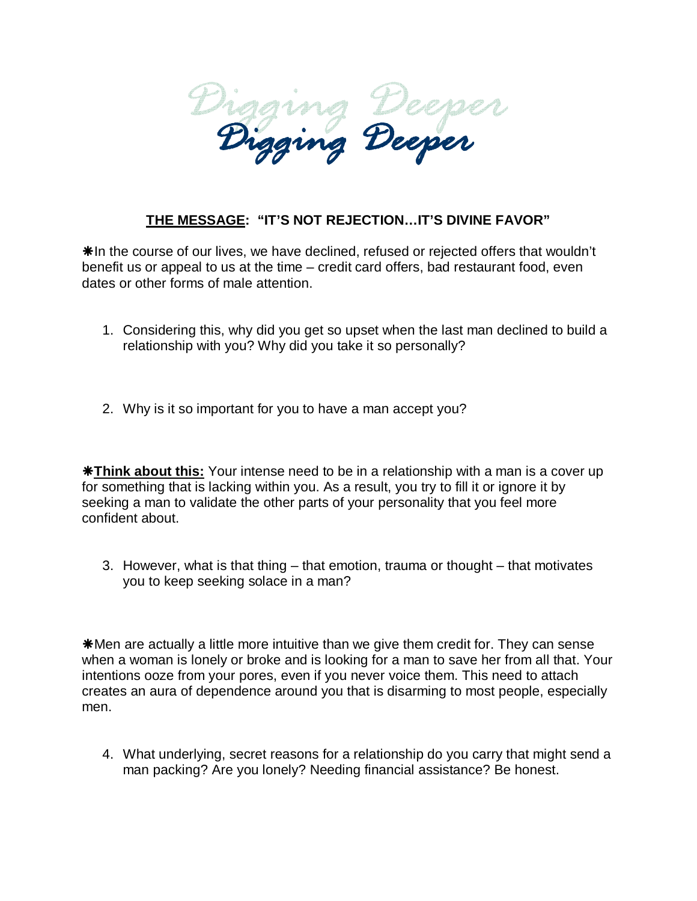# *Digging Deeper*

## **<u>THE MESSAGE</u>: "IT'S NOT REJECTION…IT'S DIVINE FAVOR"**

❋In the course of our lives, we have declined, refused or rejected offers that wouldn't benefit us or appeal to us at the time – credit card offers, bad restaurant food, even dates or other forms of male attention.

1. Considering this, why did you get so upset when the last man declined to build a relationship with you? Why did you take it so personally?

2. Why is it so important for you to have a man accept you?

❋**<u>Think about this:</u>** Your intense need to be in a relationship with a man is a cover up for something that is lacking within you. As a result, you try to fill it or ignore it by seeking a man to validate the other parts of your personality that you feel more confident about.

3. However, what is that thing – that emotion, trauma or thought – that motivates you to keep seeking solace in a man?

❋Men are actually a little more intuitive than we give them credit for. They can sense when a woman is lonely or broke and is looking for a man to save her from all that. Your intentions ooze from your pores, even if you never voice them. This need to attach creates an aura of dependence around you that is disarming to most people, especially men.

4. What underlying, secret reasons for a relationship do you carry that might send a man packing? Are you lonely? Needing financial assistance? Be honest.